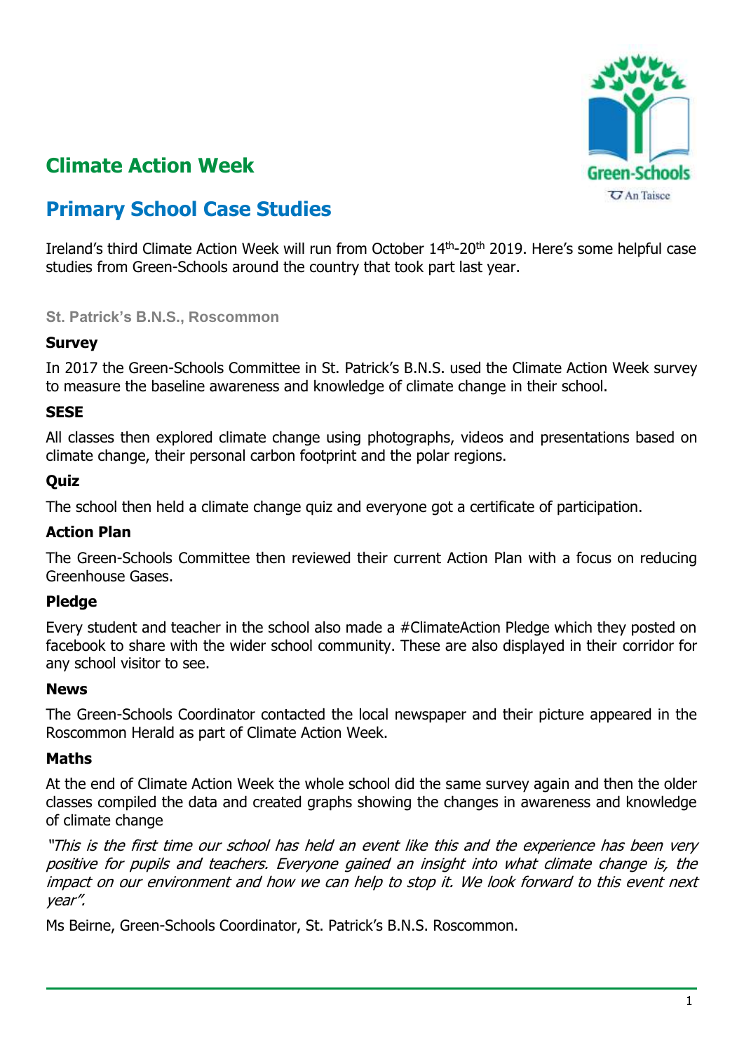# Climate Action Week

## Primary School Case Studies

Ireland's third Climate Action Week will run from October 14th-20th 2019. Here's some helpful case studies from Green-Schools around the country that took part last year.

### St. Patrick's B.N.S., Roscommon

**Survey**

In 2017 the Green-Schools Committee in St. Patrick's B.N.S. used the Climate Action Week survey to measure the baseline awareness and knowledge of climate change in their school.

**SESE**

All classes then explored climate change using photographs, videos and presentations based on climate change, their personal carbon footprint and the polar regions.

**Quiz**

The school then held a climate change quiz and everyone got a certificate of participation.

**Action Plan**

The Green-Schools Committee then reviewed their current Action Plan with a focus on reducing Greenhouse Gases.

**Pledge**

Every student and teacher in the school also made a #ClimateAction Pledge which they posted on facebook to share with the wider school community. These are also displayed in their corridor for any school visitor to see.

**News**

The Green-Schools Coordinator contacted the local newspaper and their picture appeared in the Roscommon Herald as part of Climate Action Week.

**Maths**

At the end of Climate Action Week the whole school did the same survey again and then the older classes compiled the data and created graphs showing the changes in awareness and knowledge of climate change

*"This is the first time our school has held an event like this and the experience has been very positive for pupils and teachers. Everyone gained an insight into what climate change is, the impact on our environment and how we can help to stop it. We look forward to this event next year".*

Ms Beirne, Green-Schools Coordinator, St. Patrick's B.N.S. Roscommon.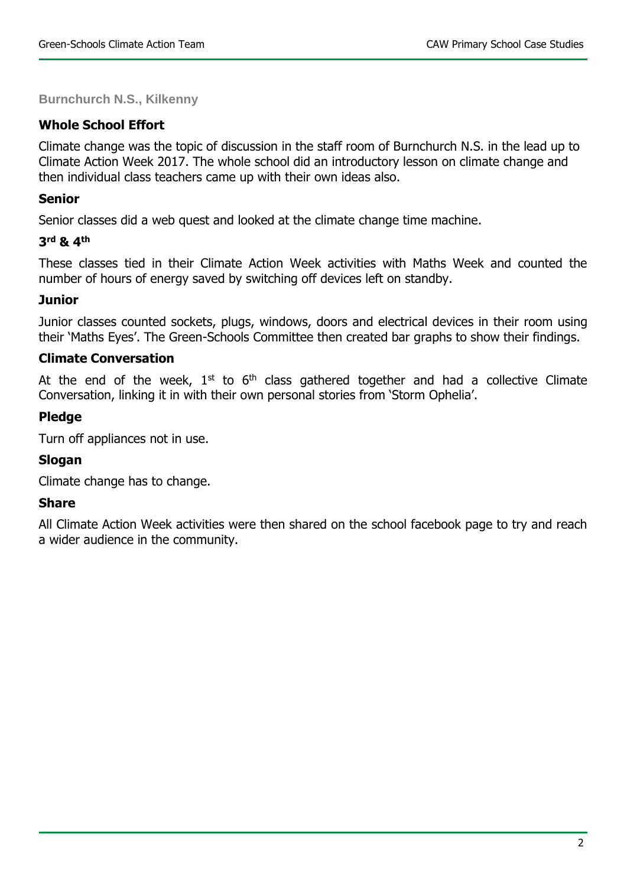## Burnchurch N.S., Kilkenny

### Whole School Effort

Climate change was the topic of discussion in the staff room of Burnchurch N.S. in the lead up to Climate Action Week 2017. The whole school did an introductory lesson on climate change and then individual class teachers came up with their own ideas also.

### Senior

Senior classes did a web quest and looked at the climate change time machine.

### 3rd & 4th

These classes tied in their Climate Action Week activities with Maths Week and counted the number of hours of energy saved by switching off devices left on standby.

### Junior

Junior classes counted sockets, plugs, windows, doors and electrical devices in their room using their 'Maths Eyes'. The Green-Schools Committee then created bar graphs to show their findings.

### Climate Conversation

At the end of the week, 1st to 6th class gathered together and had a collective Climate Conversation, linking it in with their own personal stories from 'Storm Ophelia'.

### Pledge

Turn off appliances not in use.

### Slogan

Climate change has to change.

### Share

All Climate Action Week activities were then shared on the school facebook page to try and reach a wider audience in the community.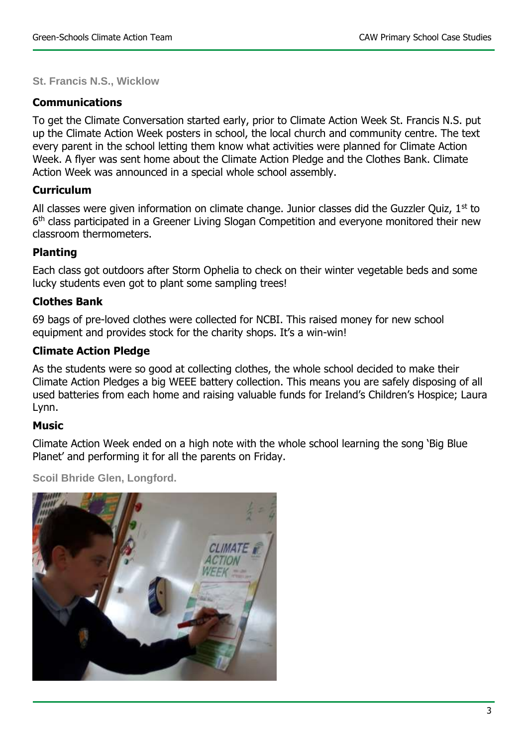### St. Francis N.S., Wicklow

#### Communications

To get the Climate Conversation started early, prior to Climate Action Week St. Francis N.S. put up the Climate Action Week posters in school, the local church and community centre. The text every parent in the school letting them know what activities were planned for Climate Action Week. A flyer was sent home about the Climate Action Pledge and the Clothes Bank. Climate Action Week was announced in a special whole school assembly.

#### Curriculum

All classes were given information on climate change. Junior classes did the Guzzler Quiz, 1st to 6th class participated in a Greener Living Slogan Competition and everyone monitored their new classroom thermometers.

#### Planting

Each class got outdoors after Storm Ophelia to check on their winter vegetable beds and some lucky students even got to plant some sampling trees!

#### Clothes Bank

69 bags of pre-loved clothes were collected for NCBI. This raised money for new school equipment and provides stock for the charity shops. It's a win-win!

#### Climate Action Pledge

As the students were so good at collecting clothes, the whole school decided to make their Climate Action Pledges a big WEEE battery collection. This means you are safely disposing of all used batteries from each home and raising valuable funds for Ireland's Children's Hospice; Laura Lynn.

#### Music

Climate Action Week ended on a high note with the whole school learning the song 'Big Blue Planet' and performing it for all the parents on Friday.

### Scoil Bhride Glen, Longford.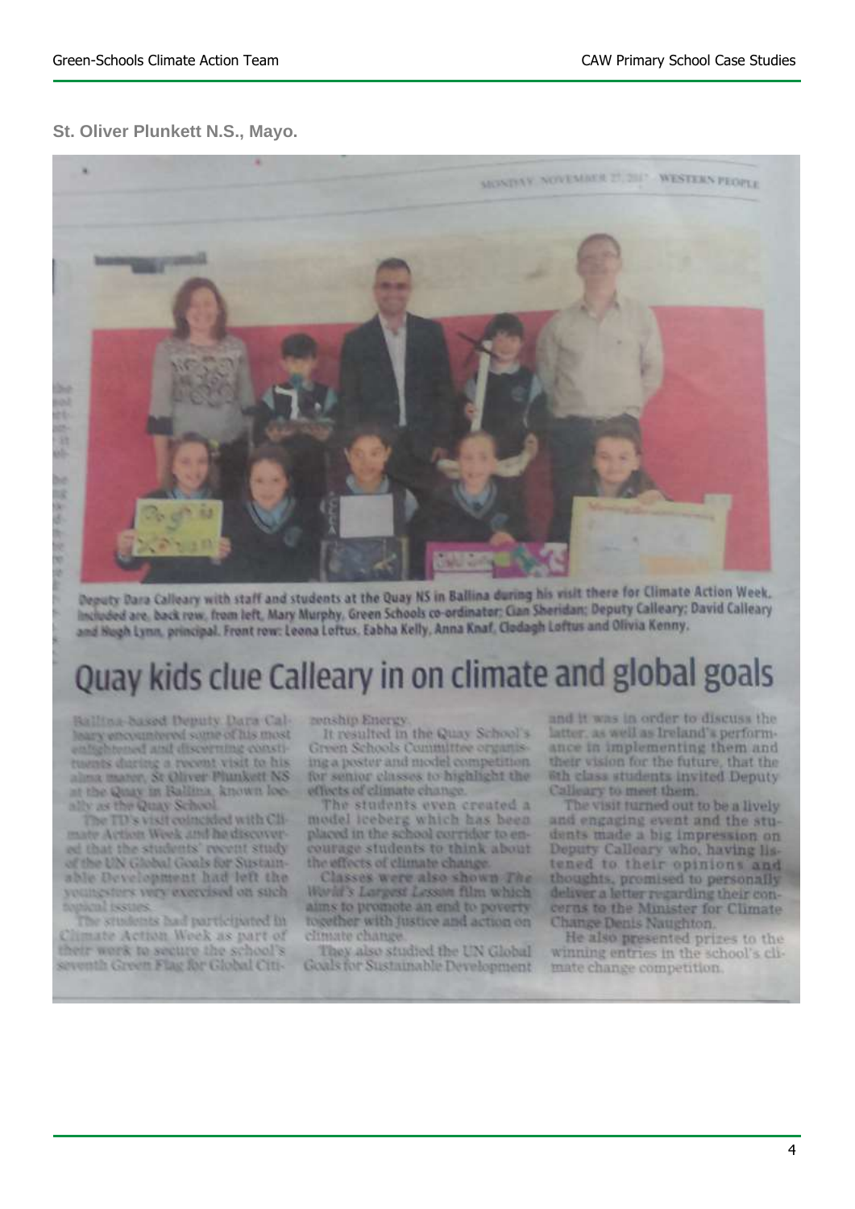**St. Oliver Plunkett N.S., Mayo.**

MONDAY NOVEMBER 27, 2017 WESTERN PEOPLE

Deputy Dara Calleary with staff and students at the Quay NS in Ballina during his visit there for Climate Action Week. Included are, back row, from left, Mary Murphy, Green Schools co-ordinator; Cian Sheridan; Deputy Calleary; David Calleary and Hugh Lynn, principal. Front row: Leona Loftus, Eabha Kelly, Anna Knaf, Clodagh Loftus and Olivia Kenny.

# Quay kids clue Calleary in on climate and global goals

Ballina-based Deputy Dara Calleary encountered some of his most enlightened and discerning constituents during a recent visit to his alma mater, St Oliver Plunkett NS at the Quay in Ballina, known locally as the Quay School.

The TD's visit coincided with Climate Action Week and he discovered that the students' recent study of the UN Global Goals for Sustainable Development had left the youngsters very exercised on such topical issues.

The students had participated in Climate Action Week as part of their work to secure the school's seventh Green Flag for Global Citizenship Energy.

It resulted in the Quay School's Green Schools Committee organising a poster and model competition for senior classes to highlight the effects of climate change.

The students even created a model iceberg which has been placed in the school corridor to encourage students to think about the effects of climate change.

Classes were also shown *The World's Largest Lesson* film which aims to promote an end to poverty together with justice and action on climate change.

They also studied the UN Global Goals for Sustainable Development and it was in order to discuss the latter, as well as Ireland's performance in implementing them and their vision for the future, that the 6th class students invited Deputy Calleary to meet them.

The visit turned out to be a lively and engaging event and the students made a big impression on Deputy Calleary who, having listened to their opinions and thoughts, promised to personally deliver a letter regarding their concerns to the Minister for Climate Change Denis Naughton.

He also presented prizes to the winning entries in the school's climate change competition.